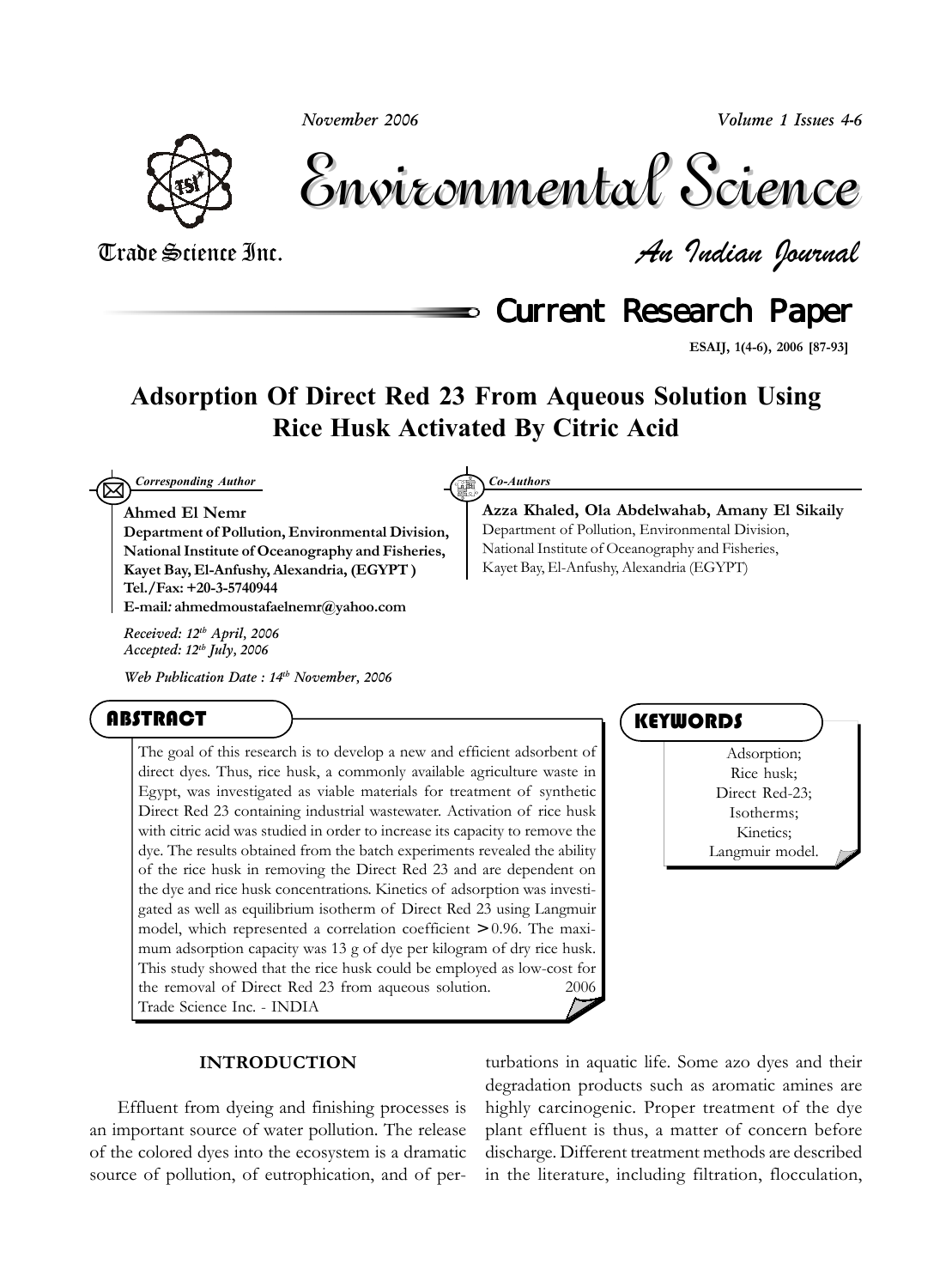# Adsorption Of Direct Red 23 From Aqueous Solution Using Rice Husk Activated By Citric Acid

*Corresponding Author*

**Ahmed El Nemr**
**Department of Pollution, Environmental Division, National Institute of Oceanography and Fisheries, Kayet Bay, El-Anfushy, Alexandria, (EGYPT)**
**Tel./Fax: +20-3-5740944**
**E-mail: ahmedmoustafaelnemr@yahoo.com**

*Received: 12th April, 2006*
*Accepted: 12th July, 2006*

*Web Publication Date : 14th November, 2006*

*Co-Authors*

**Azza Khaled, Ola Abdelwahab, Amany El Sikaily**
Department of Pollution, Environmental Division, National Institute of Oceanography and Fisheries, Kayet Bay, El-Anfushy, Alexandria (EGYPT)

## ABSTRACT

The goal of this research is to develop a new and efficient adsorbent of direct dyes. Thus, rice husk, a commonly available agriculture waste in Egypt, was investigated as viable materials for treatment of synthetic Direct Red 23 containing industrial wastewater. Activation of rice husk with citric acid was studied in order to increase its capacity to remove the dye. The results obtained from the batch experiments revealed the ability of the rice husk in removing the Direct Red 23 and are dependent on the dye and rice husk concentrations. Kinetics of adsorption was investigated as well as equilibrium isotherm of Direct Red 23 using Langmuir model, which represented a correlation coefficient >0.96. The maximum adsorption capacity was 13 g of dye per kilogram of dry rice husk. This study showed that the rice husk could be employed as low-cost for the removal of Direct Red 23 from aqueous solution. 2006 Trade Science Inc. - INDIA

## KEYWORDS

Adsorption;
Rice husk;
Direct Red-23;
Isotherms;
Kinetics;
Langmuir model.

## INTRODUCTION

Effluent from dyeing and finishing processes is an important source of water pollution. The release of the colored dyes into the ecosystem is a dramatic source of pollution, of eutrophication, and of perturbations in aquatic life. Some azo dyes and their degradation products such as aromatic amines are highly carcinogenic. Proper treatment of the dye plant effluent is thus, a matter of concern before discharge. Different treatment methods are described in the literature, including filtration, flocculation,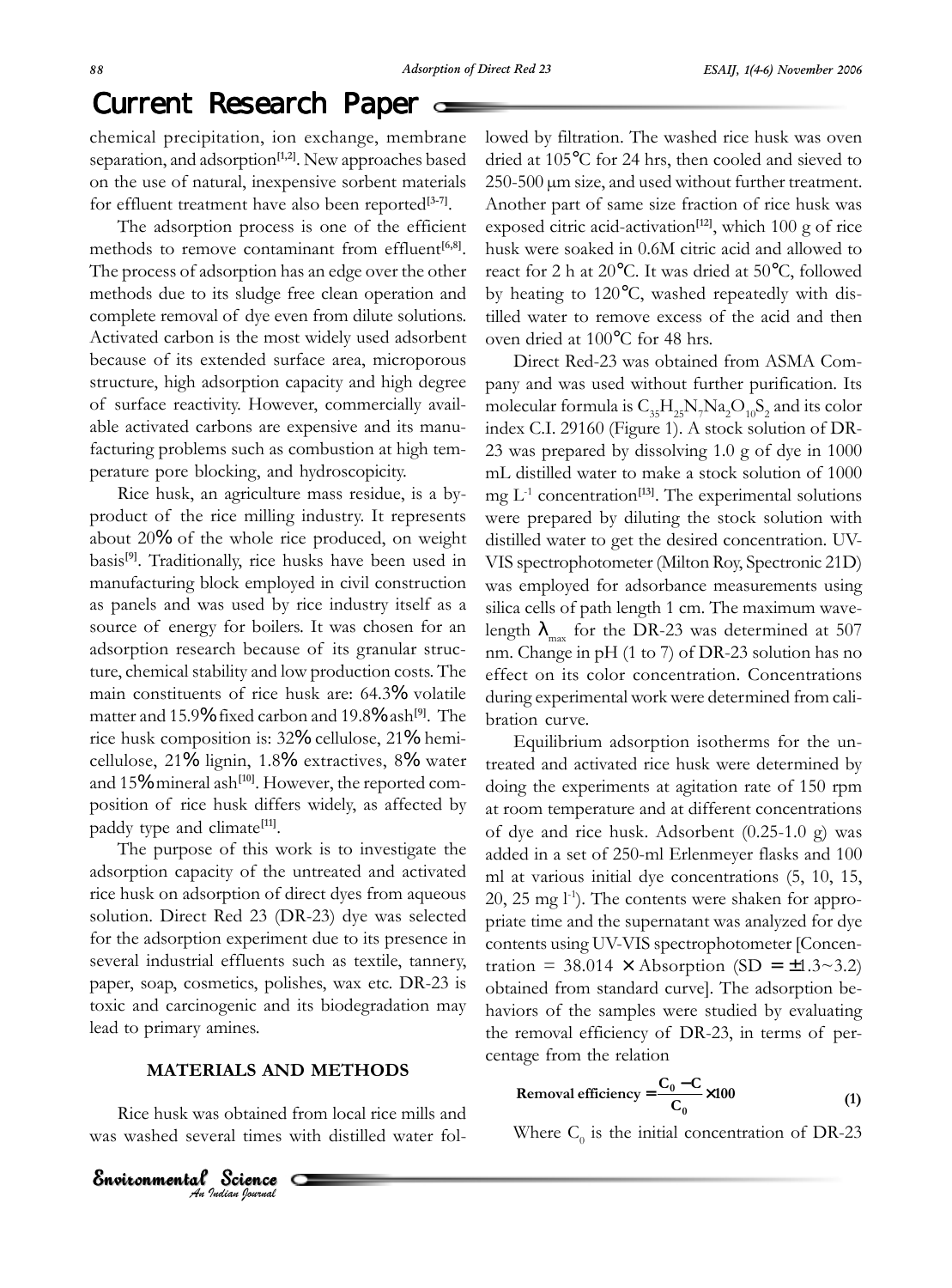chemical precipitation, ion exchange, membrane separation, and adsorption[1,2]. New approaches based on the use of natural, inexpensive sorbent materials for effluent treatment have also been reported[3-7].

The adsorption process is one of the efficient methods to remove contaminant from effluent[6,8]. The process of adsorption has an edge over the other methods due to its sludge free clean operation and complete removal of dye even from dilute solutions. Activated carbon is the most widely used adsorbent because of its extended surface area, microporous structure, high adsorption capacity and high degree of surface reactivity. However, commercially available activated carbons are expensive and its manufacturing problems such as combustion at high temperature pore blocking, and hydroscopicity.

Rice husk, an agriculture mass residue, is a by-product of the rice milling industry. It represents about 20% of the whole rice produced, on weight basis[9]. Traditionally, rice husks have been used in manufacturing block employed in civil construction as panels and was used by rice industry itself as a source of energy for boilers. It was chosen for an adsorption research because of its granular structure, chemical stability and low production costs. The main constituents of rice husk are: 64.3% volatile matter and 15.9% fixed carbon and 19.8% ash[9]. The rice husk composition is: 32% cellulose, 21% hemicellulose, 21% lignin, 1.8% extractives, 8% water and 15% mineral ash[10]. However, the reported composition of rice husk differs widely, as affected by paddy type and climate[11].

The purpose of this work is to investigate the adsorption capacity of the untreated and activated rice husk on adsorption of direct dyes from aqueous solution. Direct Red 23 (DR-23) dye was selected for the adsorption experiment due to its presence in several industrial effluents such as textile, tannery, paper, soap, cosmetics, polishes, wax etc. DR-23 is toxic and carcinogenic and its biodegradation may lead to primary amines.

## MATERIALS AND METHODS

Rice husk was obtained from local rice mills and was washed several times with distilled water followed by filtration. The washed rice husk was oven dried at 105°C for 24 hrs, then cooled and sieved to 250-500 μm size, and used without further treatment. Another part of same size fraction of rice husk was exposed citric acid-activation[12], which 100 g of rice husk were soaked in 0.6M citric acid and allowed to react for 2 h at 20°C. It was dried at 50°C, followed by heating to 120°C, washed repeatedly with distilled water to remove excess of the acid and then oven dried at 100°C for 48 hrs.

Direct Red-23 was obtained from ASMA Company and was used without further purification. Its molecular formula is $C_{35}H_{25}N_7Na_2O_{10}S_2$ and its color index C.I. 29160 (Figure 1). A stock solution of DR-23 was prepared by dissolving 1.0 g of dye in 1000 mL distilled water to make a stock solution of 1000 mg $L^{-1}$ concentration[13]. The experimental solutions were prepared by diluting the stock solution with distilled water to get the desired concentration. UV-VIS spectrophotometer (Milton Roy, Spectronic 21D) was employed for adsorbance measurements using silica cells of path length 1 cm. The maximum wavelength $\lambda_{max}$ for the DR-23 was determined at 507 nm. Change in pH (1 to 7) of DR-23 solution has no effect on its color concentration. Concentrations during experimental work were determined from calibration curve.

Equilibrium adsorption isotherms for the untreated and activated rice husk were determined by doing the experiments at agitation rate of 150 rpm at room temperature and at different concentrations of dye and rice husk. Adsorbent (0.25-1.0 g) was added in a set of 250-ml Erlenmeyer flasks and 100 ml at various initial dye concentrations (5, 10, 15, 20, 25 mg $l^{-1}$). The contents were shaken for appropriate time and the supernatant was analyzed for dye contents using UV-VIS spectrophotometer [Concentration = 38.014 × Absorption (SD = ±1.3~3.2) obtained from standard curve]. The adsorption behaviors of the samples were studied by evaluating the removal efficiency of DR-23, in terms of percentage from the relation

$$\textbf{Removal efficiency} = \frac{C_0 - C}{C_0} \times 100 \qquad (1)$$

Where $C_0$ is the initial concentration of DR-23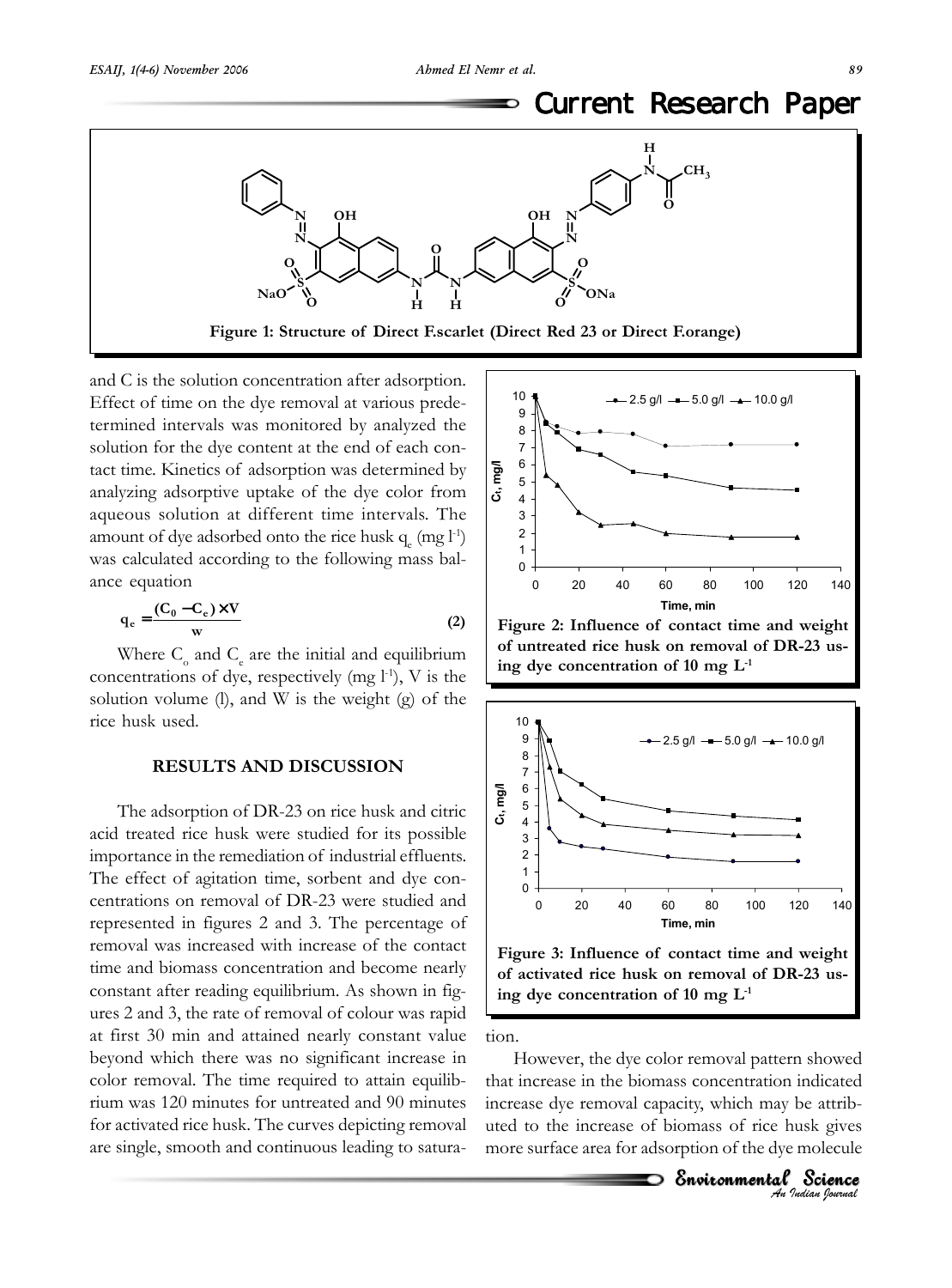**Figure 1: Structure of Direct F.scarlet (Direct Red 23 or Direct F.orange)**

and C is the solution concentration after adsorption. Effect of time on the dye removal at various predetermined intervals was monitored by analyzed the solution for the dye content at the end of each contact time. Kinetics of adsorption was determined by analyzing adsorptive uptake of the dye color from aqueous solution at different time intervals. The amount of dye adsorbed onto the rice husk $q_e$ (mg $l^{-1}$) was calculated according to the following mass balance equation

$$q_e = \frac{(C_0 - C_e) \times V}{w} \quad (2)$$

Where $C_o$ and $C_e$ are the initial and equilibrium concentrations of dye, respectively (mg $l^{-1}$), V is the solution volume (l), and W is the weight (g) of the rice husk used.

## RESULTS AND DISCUSSION

The adsorption of DR-23 on rice husk and citric acid treated rice husk were studied for its possible importance in the remediation of industrial effluents. The effect of agitation time, sorbent and dye concentrations on removal of DR-23 were studied and represented in figures 2 and 3. The percentage of removal was increased with increase of the contact time and biomass concentration and become nearly constant after reading equilibrium. As shown in figures 2 and 3, the rate of removal of colour was rapid at first 30 min and attained nearly constant value beyond which there was no significant increase in color removal. The time required to attain equilibrium was 120 minutes for untreated and 90 minutes for activated rice husk. The curves depicting removal are single, smooth and continuous leading to saturation.

**Figure 2: Influence of contact time and weight of untreated rice husk on removal of DR-23 using dye concentration of 10 mg $L^{-1}$**

**Figure 3: Influence of contact time and weight of activated rice husk on removal of DR-23 using dye concentration of 10 mg $L^{-1}$**

However, the dye color removal pattern showed that increase in the biomass concentration indicated increase dye removal capacity, which may be attributed to the increase of biomass of rice husk gives more surface area for adsorption of the dye molecule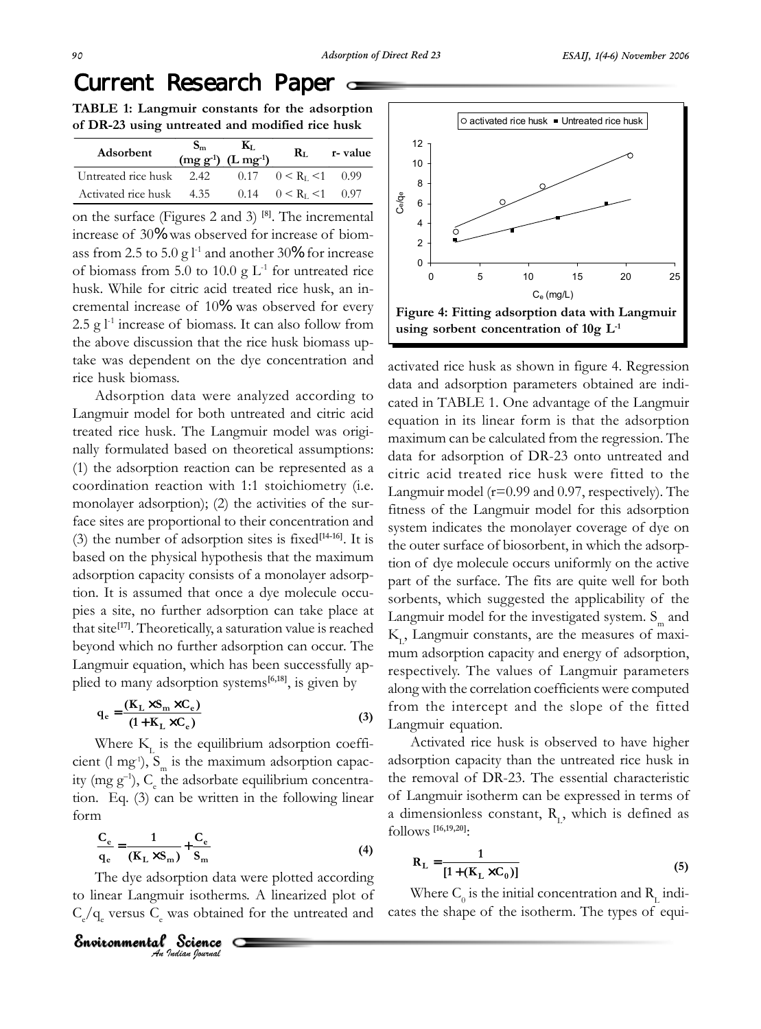**TABLE 1: Langmuir constants for the adsorption of DR-23 using untreated and modified rice husk**

| Adsorbent | $S_m$ (mg g$^{-1}$) | $K_L$ (L mg$^{-1}$) | $R_L$ | r- value |
|---|---|---|---|---|
| Untreated rice husk | 2.42 | 0.17 | $0 < R_L < 1$ | 0.99 |
| Activated rice husk | 4.35 | 0.14 | $0 < R_L < 1$ | 0.97 |

on the surface (Figures 2 and 3) [8]. The incremental increase of 30% was observed for increase of biomass from 2.5 to 5.0 g l$^{-1}$ and another 30% for increase of biomass from 5.0 to 10.0 g L$^{-1}$ for untreated rice husk. While for citric acid treated rice husk, an incremental increase of 10% was observed for every 2.5 g l$^{-1}$ increase of biomass. It can also follow from the above discussion that the rice husk biomass uptake was dependent on the dye concentration and rice husk biomass.

Adsorption data were analyzed according to Langmuir model for both untreated and citric acid treated rice husk. The Langmuir model was originally formulated based on theoretical assumptions: (1) the adsorption reaction can be represented as a coordination reaction with 1:1 stoichiometry (i.e. monolayer adsorption); (2) the activities of the surface sites are proportional to their concentration and (3) the number of adsorption sites is fixed[14-16]. It is based on the physical hypothesis that the maximum adsorption capacity consists of a monolayer adsorption. It is assumed that once a dye molecule occupies a site, no further adsorption can take place at that site[17]. Theoretically, a saturation value is reached beyond which no further adsorption can occur. The Langmuir equation, which has been successfully applied to many adsorption systems[6,18], is given by

$$q_e = \frac{(K_L \times S_m \times C_e)}{(1 + K_L \times C_e)} \tag{3}$$

Where $K_L$ is the equilibrium adsorption coefficient (l mg$^{-1}$), $S_m$ is the maximum adsorption capacity (mg g$^{-1}$), $C_e$ the adsorbate equilibrium concentration. Eq. (3) can be written in the following linear form

$$\frac{C_e}{q_e} = \frac{1}{(K_L \times S_m)} + \frac{C_e}{S_m} \tag{4}$$

The dye adsorption data were plotted according to linear Langmuir isotherms. A linearized plot of $C_e/q_e$ versus $C_e$ was obtained for the untreated and activated rice husk as shown in figure 4. Regression data and adsorption parameters obtained are indicated in TABLE 1. One advantage of the Langmuir equation in its linear form is that the adsorption maximum can be calculated from the regression. The data for adsorption of DR-23 onto untreated and citric acid treated rice husk were fitted to the Langmuir model (r=0.99 and 0.97, respectively). The fitness of the Langmuir model for this adsorption system indicates the monolayer coverage of dye on the outer surface of biosorbent, in which the adsorption of dye molecule occurs uniformly on the active part of the surface. The fits are quite well for both sorbents, which suggested the applicability of the Langmuir model for the investigated system. $S_m$ and $K_L$, Langmuir constants, are the measures of maximum adsorption capacity and energy of adsorption, respectively. The values of Langmuir parameters along with the correlation coefficients were computed from the intercept and the slope of the fitted Langmuir equation.

Figure 4: Fitting adsorption data with Langmuir using sorbent concentration of 10g L$^{-1}$

Activated rice husk is observed to have higher adsorption capacity than the untreated rice husk in the removal of DR-23. The essential characteristic of Langmuir isotherm can be expressed in terms of a dimensionless constant, $R_L$, which is defined as follows [16,19,20]:

$$R_L = \frac{1}{[1 + (K_L \times C_0)]} \tag{5}$$

Where $C_0$ is the initial concentration and $R_L$ indicates the shape of the isotherm. The types of equi-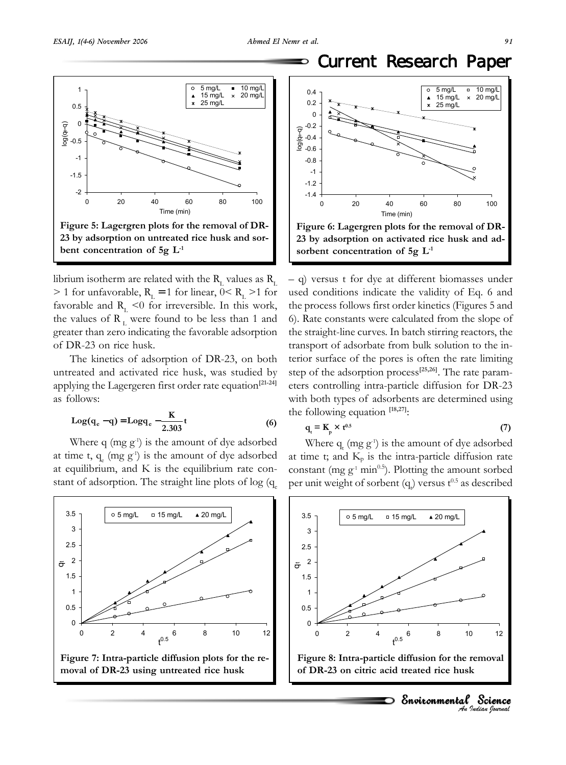Figure 5: Lagergren plots for the removal of DR-23 by adsorption on untreated rice husk and sorbent concentration of 5g $L^{-1}$

Figure 6: Lagergren plots for the removal of DR-23 by adsorption on activated rice husk and adsorbent concentration of 5g $L^{-1}$

librium isotherm are related with the $R_L$ values as $R_L > 1$ for unfavorable, $R_L = 1$ for linear, $0 < R_L > 1$ for favorable and $R_L < 0$ for irreversible. In this work, the values of $R_L$ were found to be less than 1 and greater than zero indicating the favorable adsorption of DR-23 on rice husk.

The kinetics of adsorption of DR-23, on both untreated and activated rice husk, was studied by applying the Lagergeren first order rate equation[21-24] as follows:

$$\mathrm{Log}(q_e - q) = \mathrm{Log}q_e - \frac{K}{2.303}t \qquad (6)$$

Where q (mg $g^{-1}$) is the amount of dye adsorbed at time t, $q_e$ (mg $g^{-1}$) is the amount of dye adsorbed at equilibrium, and K is the equilibrium rate constant of adsorption. The straight line plots of log ($q_e$ – q) versus t for dye at different biomasses under used conditions indicate the validity of Eq. 6 and the process follows first order kinetics (Figures 5 and 6). Rate constants were calculated from the slope of the straight-line curves. In batch stirring reactors, the transport of adsorbate from bulk solution to the interior surface of the pores is often the rate limiting step of the adsorption process[25,26]. The rate parameters controlling intra-particle diffusion for DR-23 with both types of adsorbents are determined using the following equation [18,27]:

$$q_t = K_p \times t^{0.5} \qquad (7)$$

Where $q_t$ (mg $g^{-1}$) is the amount of dye adsorbed at time t; and $K_p$ is the intra-particle diffusion rate constant (mg $g^{-1}$ $min^{0.5}$). Plotting the amount sorbed per unit weight of sorbent ($q_t$) versus $t^{0.5}$ as described

Figure 7: Intra-particle diffusion plots for the removal of DR-23 using untreated rice husk

Figure 8: Intra-particle diffusion for the removal of DR-23 on citric acid treated rice husk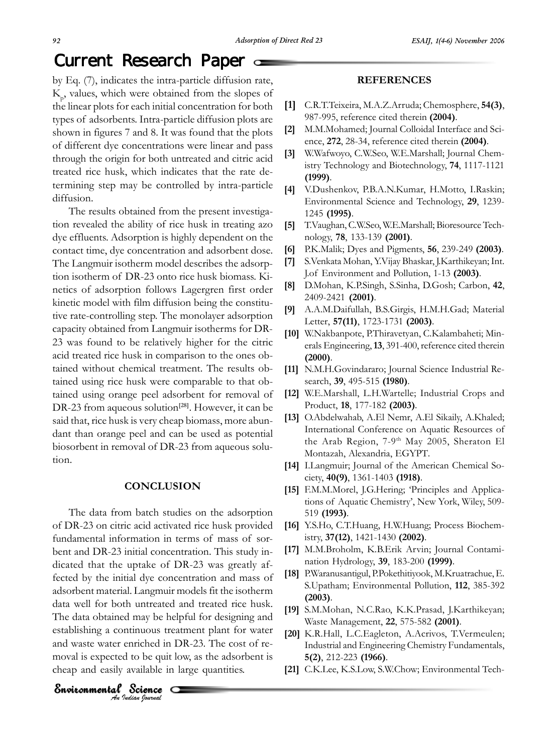by Eq. (7), indicates the intra-particle diffusion rate, $K_p$, values, which were obtained from the slopes of the linear plots for each initial concentration for both types of adsorbents. Intra-particle diffusion plots are shown in figures 7 and 8. It was found that the plots of different dye concentrations were linear and pass through the origin for both untreated and citric acid treated rice husk, which indicates that the rate determining step may be controlled by intra-particle diffusion.

The results obtained from the present investigation revealed the ability of rice husk in treating azo dye effluents. Adsorption is highly dependent on the contact time, dye concentration and adsorbent dose. The Langmuir isotherm model describes the adsorption isotherm of DR-23 onto rice husk biomass. Kinetics of adsorption follows Lagergren first order kinetic model with film diffusion being the constitutive rate-controlling step. The monolayer adsorption capacity obtained from Langmuir isotherms for DR-23 was found to be relatively higher for the citric acid treated rice husk in comparison to the ones obtained without chemical treatment. The results obtained using rice husk were comparable to that obtained using orange peel adsorbent for removal of DR-23 from aqueous solution[28]. However, it can be said that, rice husk is very cheap biomass, more abundant than orange peel and can be used as potential biosorbent in removal of DR-23 from aqueous solution.

## CONCLUSION

The data from batch studies on the adsorption of DR-23 on citric acid activated rice husk provided fundamental information in terms of mass of sorbent and DR-23 initial concentration. This study indicated that the uptake of DR-23 was greatly affected by the initial dye concentration and mass of adsorbent material. Langmuir models fit the isotherm data well for both untreated and treated rice husk. The data obtained may be helpful for designing and establishing a continuous treatment plant for water and waste water enriched in DR-23. The cost of removal is expected to be quit low, as the adsorbent is cheap and easily available in large quantities.

## REFERENCES

**[1]** C.R.T.Teixeira, M.A.Z.Arruda; Chemosphere, **54(3)**, 987-995, reference cited therein **(2004)**.

**[2]** M.M.Mohamed; Journal Colloidal Interface and Science, **272**, 28-34, reference cited therein **(2004)**.

**[3]** W.Wafwoyo, C.W.Seo, W.E.Marshall; Journal Chemistry Technology and Biotechnology, **74**, 1117-1121 **(1999)**.

**[4]** V.Dushenkov, P.B.A.N.Kumar, H.Motto, I.Raskin; Environmental Science and Technology, **29**, 1239-1245 **(1995)**.

**[5]** T.Vaughan, C.W.Seo, W.E.Marshall; Bioresource Technology, **78**, 133-139 **(2001)**.

**[6]** P.K.Malik; Dyes and Pigments, **56**, 239-249 **(2003)**.

**[7]** S.Venkata Mohan, Y.Vijay Bhaskar, J.Karthikeyan; Int. J.of Environment and Pollution, 1-13 **(2003)**.

**[8]** D.Mohan, K.P.Singh, S.Sinha, D.Gosh; Carbon, **42**, 2409-2421 **(2001)**.

**[9]** A.A.M.Daifullah, B.S.Girgis, H.M.H.Gad; Material Letter, **57(11)**, 1723-1731 **(2003)**.

**[10]** W.Nakbanpote, P.Thiravetyan, C.Kalambaheti; Minerals Engineering, **13**, 391-400, reference cited therein **(2000)**.

**[11]** N.M.H.Govindararo; Journal Science Industrial Research, **39**, 495-515 **(1980)**.

**[12]** W.E.Marshall, L.H.Wartelle; Industrial Crops and Product, **18**, 177-182 **(2003)**.

**[13]** O.Abdelwahab, A.El Nemr, A.El Sikaily, A.Khaled; International Conference on Aquatic Resources of the Arab Region, 7-9th May 2005, Sheraton El Montazah, Alexandria, EGYPT.

**[14]** I.Langmuir; Journal of the American Chemical Society, **40(9)**, 1361-1403 **(1918)**.

**[15]** F.M.M.Morel, J.G.Hering; 'Principles and Applications of Aquatic Chemistry', New York, Wiley, 509-519 **(1993)**.

**[16]** Y.S.Ho, C.T.Huang, H.W.Huang; Process Biochemistry, **37(12)**, 1421-1430 **(2002)**.

**[17]** M.M.Broholm, K.B.Erik Arvin; Journal Contamination Hydrology, **39**, 183-200 **(1999)**.

**[18]** P.Waranusantigul, P.Pokethitiyook, M.Kruatrachue, E. S.Upatham; Environmental Pollution, **112**, 385-392 **(2003)**.

**[19]** S.M.Mohan, N.C.Rao, K.K.Prasad, J.Karthikeyan; Waste Management, **22**, 575-582 **(2001)**.

**[20]** K.R.Hall, L.C.Eagleton, A.Acrivos, T.Vermeulen; Industrial and Engineering Chemistry Fundamentals, **5(2)**, 212-223 **(1966)**.

**[21]** C.K.Lee, K.S.Low, S.W.Chow; Environmental Tech-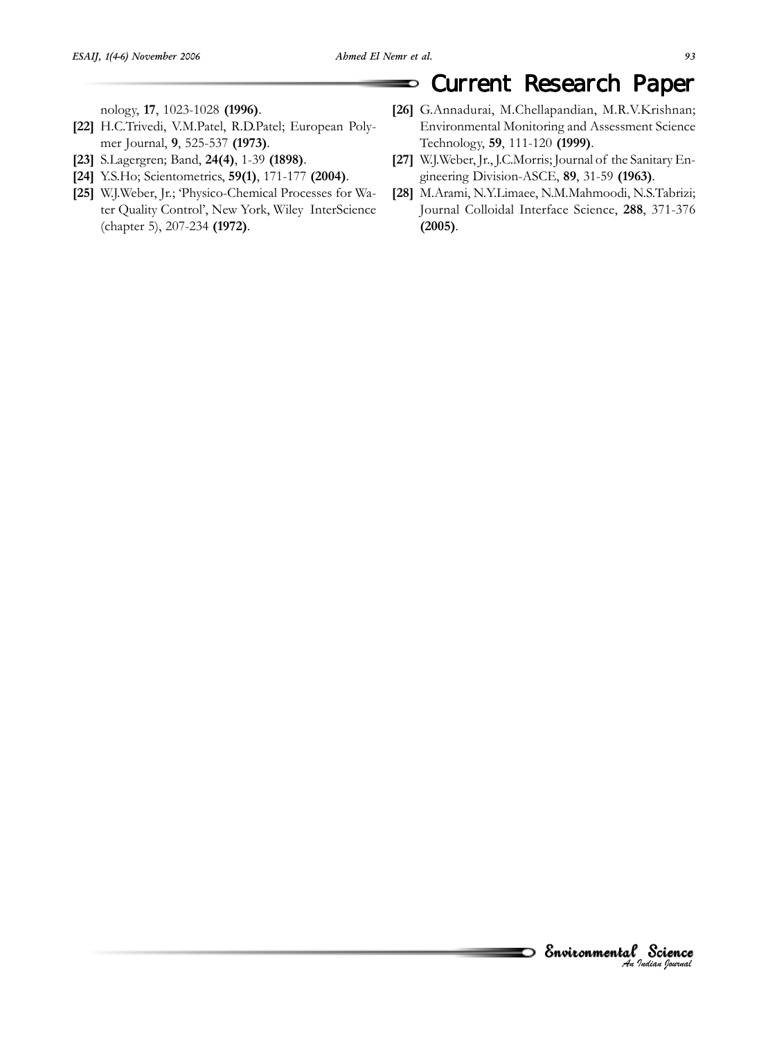nology, **17**, 1023-1028 **(1996)**.

**[22]** H.C.Trivedi, V.M.Patel, R.D.Patel; European Polymer Journal, **9**, 525-537 **(1973)**.

**[23]** S.Lagergren; Band, **24(4)**, 1-39 **(1898)**.

**[24]** Y.S.Ho; Scientometrics, **59(1)**, 171-177 **(2004)**.

**[25]** W.J.Weber, Jr.; 'Physico-Chemical Processes for Water Quality Control', New York, Wiley InterScience (chapter 5), 207-234 **(1972)**.

**[26]** G.Annadurai, M.Chellapandian, M.R.V.Krishnan; Environmental Monitoring and Assessment Science Technology, **59**, 111-120 **(1999)**.

**[27]** W.J.Weber, Jr., J.C.Morris; Journal of the Sanitary Engineering Division-ASCE, **89**, 31-59 **(1963)**.

**[28]** M.Arami, N.Y.Limaee, N.M.Mahmoodi, N.S.Tabrizi; Journal Colloidal Interface Science, **288**, 371-376 **(2005)**.